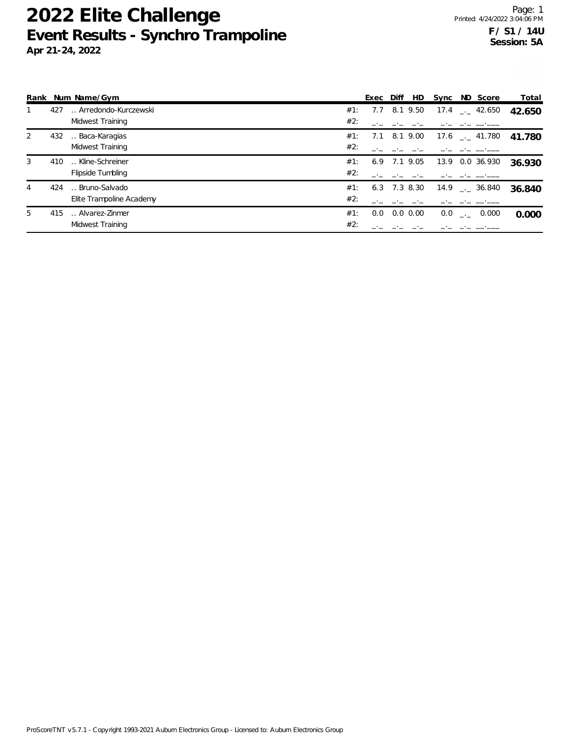# 2022 Elite Challenge

## Event Results - Synchro Trampoline

**Apr 21-24, 2022**

**F / S1 / 14U**
**Session: 5A**

| Rank | Num | Name/Gym | | Exec | Diff | HD | Sync | ND | Score | Total |
|---|---|---|---|---|---|---|---|---|---|---|
| 1 | 427 | .. Arredondo-Kurczewski | #1: | 7.7 | 8.1 | 9.50 | 17.4 | _._ | 42.650 | **42.650** |
| | | Midwest Training | #2: | _._ | _._ | _._ | _._ | _._ | __.___ | |
| 2 | 432 | .. Baca-Karagias | #1: | 7.1 | 8.1 | 9.00 | 17.6 | _._ | 41.780 | **41.780** |
| | | Midwest Training | #2: | _._ | _._ | _._ | _._ | _._ | __.___ | |
| 3 | 410 | .. Kline-Schreiner | #1: | 6.9 | 7.1 | 9.05 | 13.9 | 0.0 | 36.930 | **36.930** |
| | | Flipside Tumbling | #2: | _._ | _._ | _._ | _._ | _._ | __.___ | |
| 4 | 424 | .. Bruno-Salvado | #1: | 6.3 | 7.3 | 8.30 | 14.9 | _._ | 36.840 | **36.840** |
| | | Elite Trampoline Academy | #2: | _._ | _._ | _._ | _._ | _._ | __.___ | |
| 5 | 415 | .. Alvarez-Zinmer | #1: | 0.0 | 0.0 | 0.00 | 0.0 | _._ | 0.000 | **0.000** |
| | | Midwest Training | #2: | _._ | _._ | _._ | _._ | _._ | __.___ | |

ProScoreTNT v5.7.1 - Copyright 1993-2021 Auburn Electronics Group - Licensed to: Auburn Electronics Group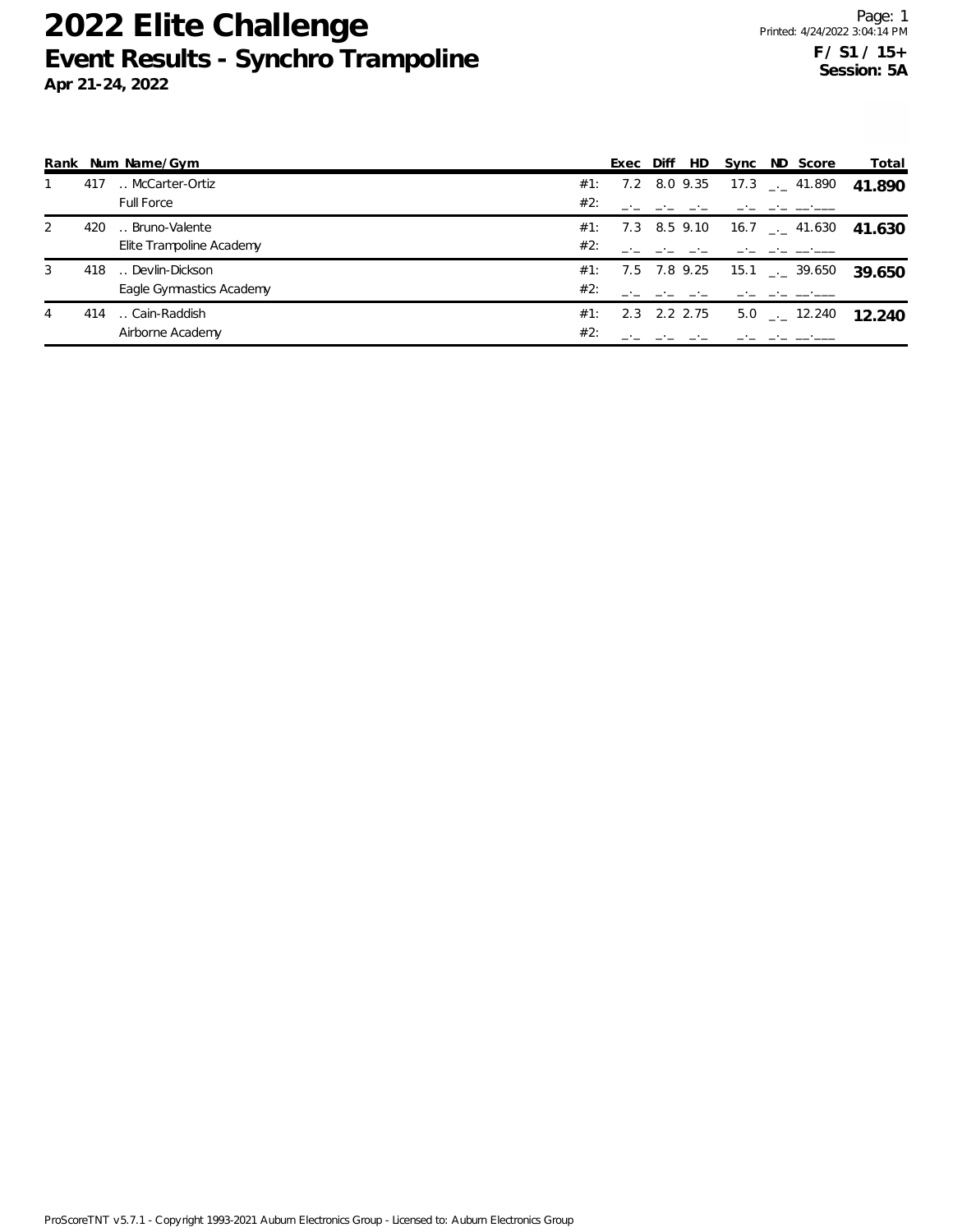# 2022 Elite Challenge

## Event Results - Synchro Trampoline

**Apr 21-24, 2022**

Printed: 4/24/2022 3:04:14 PM

**F / S1 / 15+**
**Session: 5A**

| Rank | Num | Name/Gym | | Exec | Diff | HD | Sync | ND | Score | Total |
|---|---|---|---|---|---|---|---|---|---|---|
| 1 | 417 | .. McCarter-Ortiz | #1: | 7.2 | 8.0 | 9.35 | 17.3 | _._ | 41.890 | **41.890** |
| | | Full Force | #2: | _._ | _._ | _._ | _._ | _._ | __.___ | |
| 2 | 420 | .. Bruno-Valente | #1: | 7.3 | 8.5 | 9.10 | 16.7 | _._ | 41.630 | **41.630** |
| | | Elite Trampoline Academy | #2: | _._ | _._ | _._ | _._ | _._ | __.___ | |
| 3 | 418 | .. Devlin-Dickson | #1: | 7.5 | 7.8 | 9.25 | 15.1 | _._ | 39.650 | **39.650** |
| | | Eagle Gymnastics Academy | #2: | _._ | _._ | _._ | _._ | _._ | __.___ | |
| 4 | 414 | .. Cain-Raddish | #1: | 2.3 | 2.2 | 2.75 | 5.0 | _._ | 12.240 | **12.240** |
| | | Airborne Academy | #2: | _._ | _._ | _._ | _._ | _._ | __.___ | |

ProScoreTNT v5.7.1 - Copyright 1993-2021 Auburn Electronics Group - Licensed to: Auburn Electronics Group